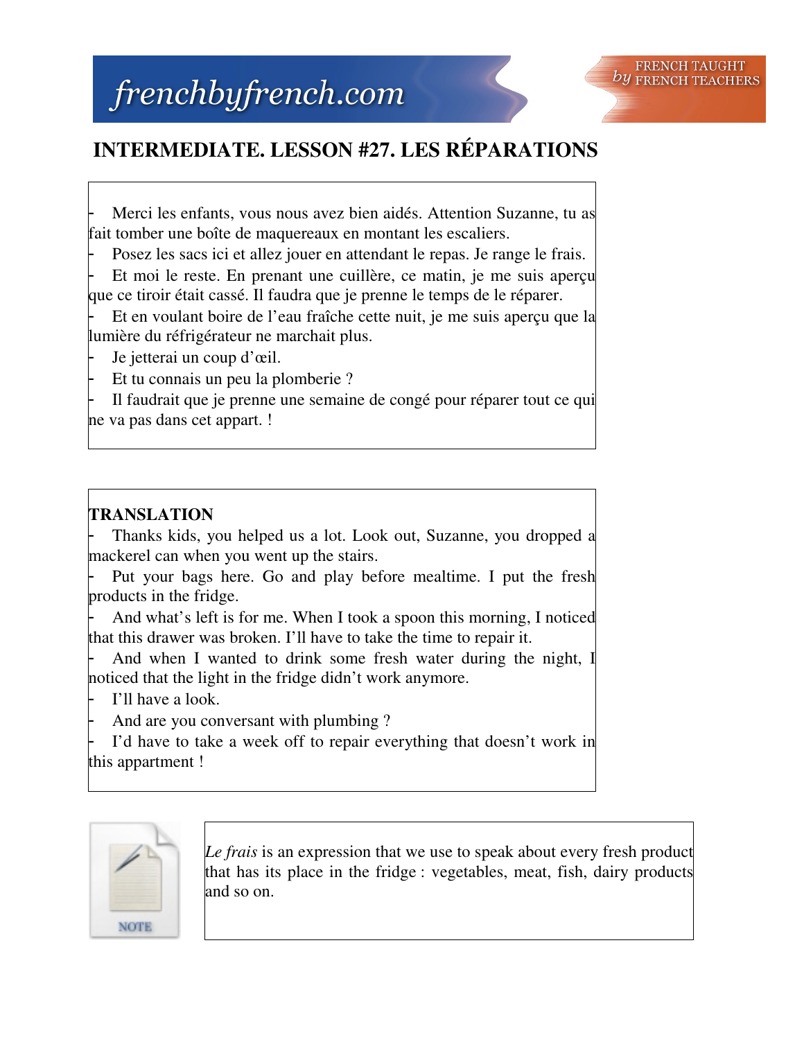frenchbyfrench.com

FRENCH TAUGHT *by* FRENCH TEACHERS

# INTERMEDIATE. LESSON #27. LES RÉPARATIONS

- Merci les enfants, vous nous avez bien aidés. Attention Suzanne, tu as fait tomber une boîte de maquereaux en montant les escaliers.
- Posez les sacs ici et allez jouer en attendant le repas. Je range le frais.
- Et moi le reste. En prenant une cuillère, ce matin, je me suis aperçu que ce tiroir était cassé. Il faudra que je prenne le temps de le réparer.
- Et en voulant boire de l'eau fraîche cette nuit, je me suis aperçu que la lumière du réfrigérateur ne marchait plus.
- Je jetterai un coup d'œil.
- Et tu connais un peu la plomberie ?
- Il faudrait que je prenne une semaine de congé pour réparer tout ce qui ne va pas dans cet appart. !

**TRANSLATION**

- Thanks kids, you helped us a lot. Look out, Suzanne, you dropped a mackerel can when you went up the stairs.
- Put your bags here. Go and play before mealtime. I put the fresh products in the fridge.
- And what's left is for me. When I took a spoon this morning, I noticed that this drawer was broken. I'll have to take the time to repair it.
- And when I wanted to drink some fresh water during the night, I noticed that the light in the fridge didn't work anymore.
- I'll have a look.
- And are you conversant with plumbing ?
- I'd have to take a week off to repair everything that doesn't work in this appartment !

NOTE

*Le frais* is an expression that we use to speak about every fresh product that has its place in the fridge : vegetables, meat, fish, dairy products and so on.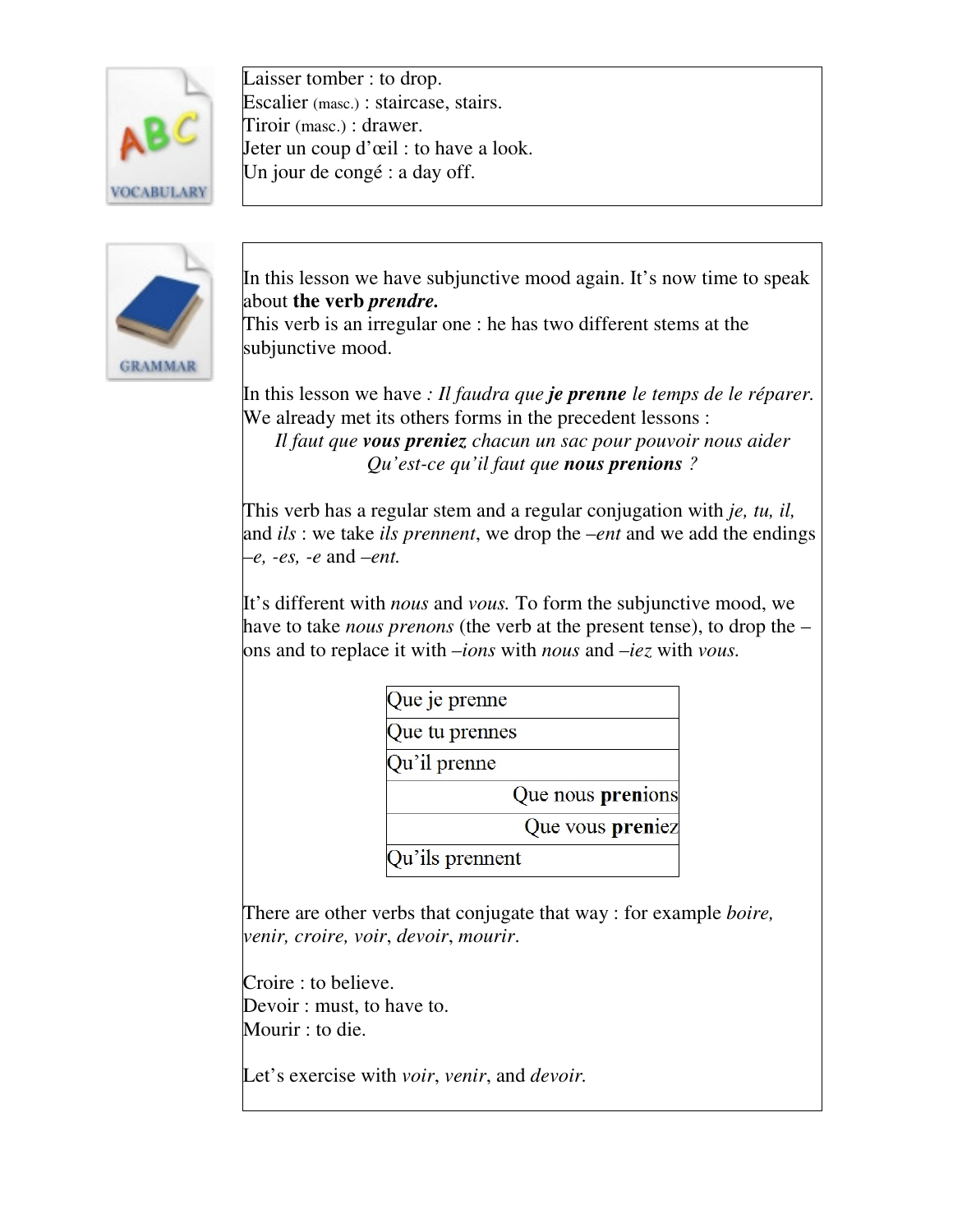VOCABULARY

Laisser tomber : to drop.
Escalier (masc.) : staircase, stairs.
Tiroir (masc.) : drawer.
Jeter un coup d'œil : to have a look.
Un jour de congé : a day off.

GRAMMAR

In this lesson we have subjunctive mood again. It's now time to speak about **the verb *prendre.***
This verb is an irregular one : he has two different stems at the subjunctive mood.

In this lesson we have *: Il faudra que **je prenne** le temps de le réparer.*
We already met its others forms in the precedent lessons :

*Il faut que **vous preniez** chacun un sac pour pouvoir nous aider*
*Qu'est-ce qu'il faut que **nous prenions** ?*

This verb has a regular stem and a regular conjugation with *je, tu, il,* and *ils* : we take *ils prennent*, we drop the *–ent* and we add the endings *–e, -es, -e* and *–ent.*

It's different with *nous* and *vous.* To form the subjunctive mood, we have to take *nous prenons* (the verb at the present tense), to drop the –ons and to replace it with *–ions* with *nous* and *–iez* with *vous.*

| |
|---|
| Que je prenne |
| Que tu prennes |
| Qu'il prenne |
| Que nous **pren**ions |
| Que vous **pren**iez |
| Qu'ils prennent |

There are other verbs that conjugate that way : for example *boire, venir, croire, voir*, *devoir*, *mourir*.

Croire : to believe.
Devoir : must, to have to.
Mourir : to die.

Let's exercise with *voir*, *venir*, and *devoir.*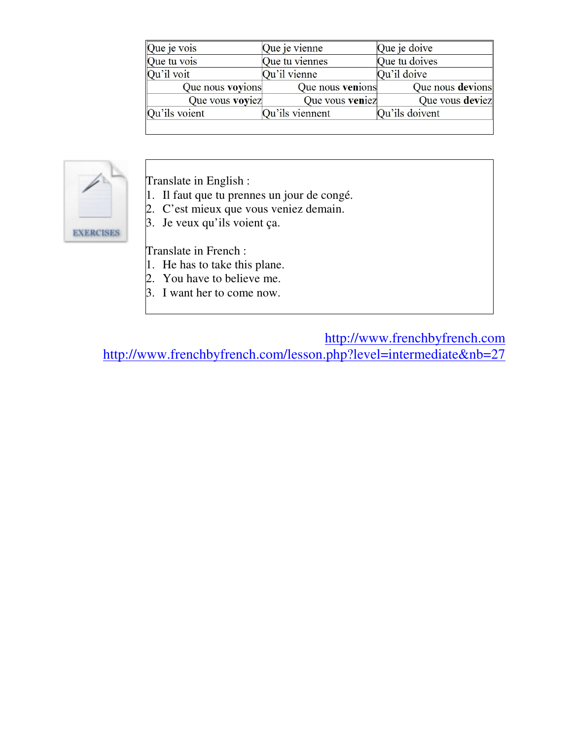| | | |
|---|---|---|
| Que je vois | Que je vienne | Que je doive |
| Que tu vois | Que tu viennes | Que tu doives |
| Qu'il voit | Qu'il vienne | Qu'il doive |
| Que nous **voy**ions | Que nous **ven**ions | Que nous **dev**ions |
| Que vous **voy**iez | Que vous **ven**iez | Que vous **dev**iez |
| Qu'ils voient | Qu'ils viennent | Qu'ils doivent |

EXERCISES

Translate in English :

1. Il faut que tu prennes un jour de congé.
2. C'est mieux que vous veniez demain.
3. Je veux qu'ils voient ça.

Translate in French :

1. He has to take this plane.
2. You have to believe me.
3. I want her to come now.

http://www.frenchbyfrench.com
http://www.frenchbyfrench.com/lesson.php?level=intermediate&nb=27